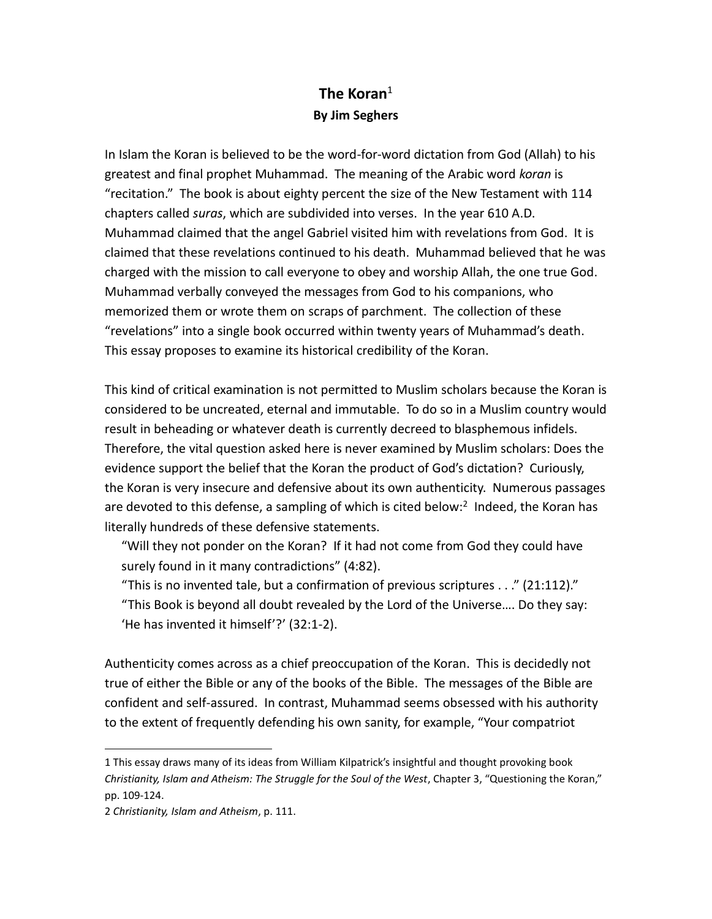# The Koran[1]

**By Jim Seghers**

In Islam the Koran is believed to be the word-for-word dictation from God (Allah) to his greatest and final prophet Muhammad. The meaning of the Arabic word *koran* is "recitation." The book is about eighty percent the size of the New Testament with 114 chapters called *suras*, which are subdivided into verses. In the year 610 A.D. Muhammad claimed that the angel Gabriel visited him with revelations from God. It is claimed that these revelations continued to his death. Muhammad believed that he was charged with the mission to call everyone to obey and worship Allah, the one true God. Muhammad verbally conveyed the messages from God to his companions, who memorized them or wrote them on scraps of parchment. The collection of these "revelations" into a single book occurred within twenty years of Muhammad's death. This essay proposes to examine its historical credibility of the Koran.

This kind of critical examination is not permitted to Muslim scholars because the Koran is considered to be uncreated, eternal and immutable. To do so in a Muslim country would result in beheading or whatever death is currently decreed to blasphemous infidels. Therefore, the vital question asked here is never examined by Muslim scholars: Does the evidence support the belief that the Koran the product of God's dictation? Curiously, the Koran is very insecure and defensive about its own authenticity. Numerous passages are devoted to this defense, a sampling of which is cited below:[2] Indeed, the Koran has literally hundreds of these defensive statements.

> "Will they not ponder on the Koran? If it had not come from God they could have surely found in it many contradictions" (4:82).
>
> "This is no invented tale, but a confirmation of previous scriptures . . ." (21:112)."
>
> "This Book is beyond all doubt revealed by the Lord of the Universe…. Do they say: 'He has invented it himself'?' (32:1-2).

Authenticity comes across as a chief preoccupation of the Koran. This is decidedly not true of either the Bible or any of the books of the Bible. The messages of the Bible are confident and self-assured. In contrast, Muhammad seems obsessed with his authority to the extent of frequently defending his own sanity, for example, "Your compatriot

---

1 This essay draws many of its ideas from William Kilpatrick's insightful and thought provoking book *Christianity, Islam and Atheism: The Struggle for the Soul of the West*, Chapter 3, "Questioning the Koran," pp. 109-124.

2 *Christianity, Islam and Atheism*, p. 111.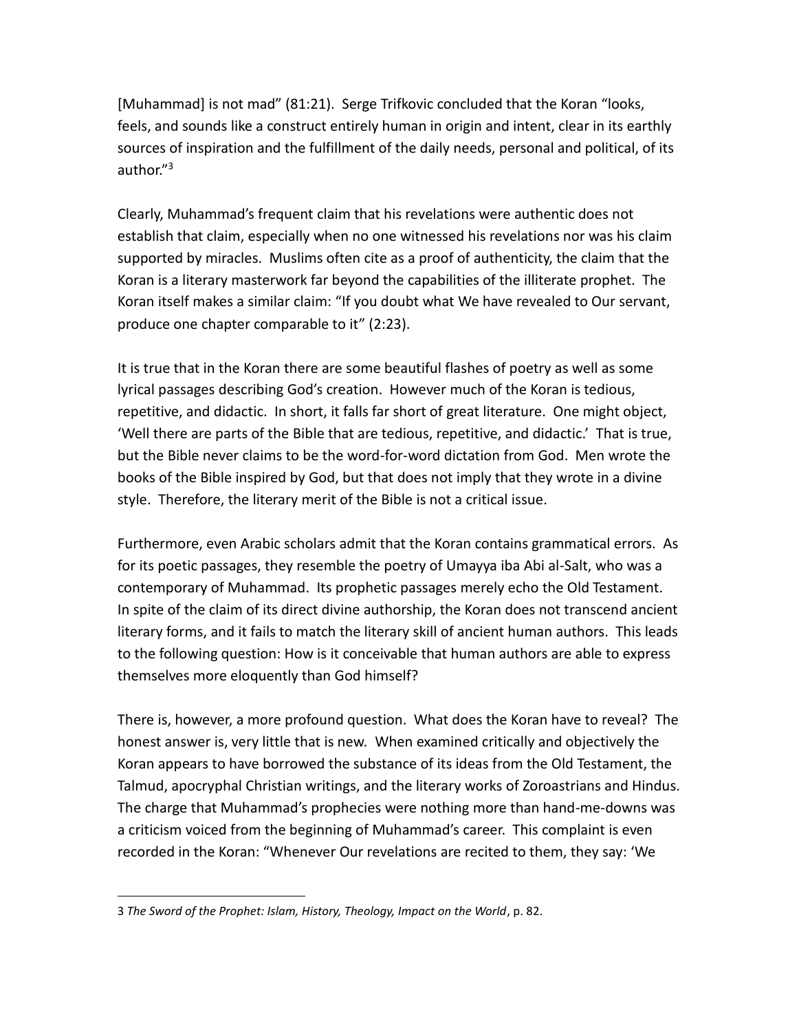[Muhammad] is not mad" (81:21). Serge Trifkovic concluded that the Koran "looks, feels, and sounds like a construct entirely human in origin and intent, clear in its earthly sources of inspiration and the fulfillment of the daily needs, personal and political, of its author."[3]

Clearly, Muhammad's frequent claim that his revelations were authentic does not establish that claim, especially when no one witnessed his revelations nor was his claim supported by miracles. Muslims often cite as a proof of authenticity, the claim that the Koran is a literary masterwork far beyond the capabilities of the illiterate prophet. The Koran itself makes a similar claim: "If you doubt what We have revealed to Our servant, produce one chapter comparable to it" (2:23).

It is true that in the Koran there are some beautiful flashes of poetry as well as some lyrical passages describing God's creation. However much of the Koran is tedious, repetitive, and didactic. In short, it falls far short of great literature. One might object, 'Well there are parts of the Bible that are tedious, repetitive, and didactic.' That is true, but the Bible never claims to be the word-for-word dictation from God. Men wrote the books of the Bible inspired by God, but that does not imply that they wrote in a divine style. Therefore, the literary merit of the Bible is not a critical issue.

Furthermore, even Arabic scholars admit that the Koran contains grammatical errors. As for its poetic passages, they resemble the poetry of Umayya iba Abi al-Salt, who was a contemporary of Muhammad. Its prophetic passages merely echo the Old Testament. In spite of the claim of its direct divine authorship, the Koran does not transcend ancient literary forms, and it fails to match the literary skill of ancient human authors. This leads to the following question: How is it conceivable that human authors are able to express themselves more eloquently than God himself?

There is, however, a more profound question. What does the Koran have to reveal? The honest answer is, very little that is new. When examined critically and objectively the Koran appears to have borrowed the substance of its ideas from the Old Testament, the Talmud, apocryphal Christian writings, and the literary works of Zoroastrians and Hindus. The charge that Muhammad's prophecies were nothing more than hand-me-downs was a criticism voiced from the beginning of Muhammad's career. This complaint is even recorded in the Koran: "Whenever Our revelations are recited to them, they say: 'We

---

3 *The Sword of the Prophet: Islam, History, Theology, Impact on the World*, p. 82.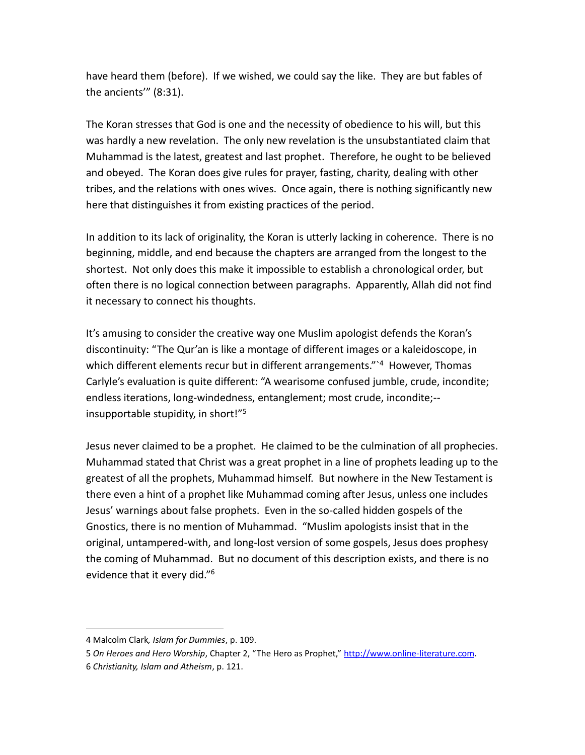have heard them (before). If we wished, we could say the like. They are but fables of the ancients'" (8:31).

The Koran stresses that God is one and the necessity of obedience to his will, but this was hardly a new revelation. The only new revelation is the unsubstantiated claim that Muhammad is the latest, greatest and last prophet. Therefore, he ought to be believed and obeyed. The Koran does give rules for prayer, fasting, charity, dealing with other tribes, and the relations with ones wives. Once again, there is nothing significantly new here that distinguishes it from existing practices of the period.

In addition to its lack of originality, the Koran is utterly lacking in coherence. There is no beginning, middle, and end because the chapters are arranged from the longest to the shortest. Not only does this make it impossible to establish a chronological order, but often there is no logical connection between paragraphs. Apparently, Allah did not find it necessary to connect his thoughts.

It's amusing to consider the creative way one Muslim apologist defends the Koran's discontinuity: "The Qur'an is like a montage of different images or a kaleidoscope, in which different elements recur but in different arrangements."`[4] However, Thomas Carlyle's evaluation is quite different: "A wearisome confused jumble, crude, incondite; endless iterations, long-windedness, entanglement; most crude, incondite;--insupportable stupidity, in short!"[5]

Jesus never claimed to be a prophet. He claimed to be the culmination of all prophecies. Muhammad stated that Christ was a great prophet in a line of prophets leading up to the greatest of all the prophets, Muhammad himself. But nowhere in the New Testament is there even a hint of a prophet like Muhammad coming after Jesus, unless one includes Jesus' warnings about false prophets. Even in the so-called hidden gospels of the Gnostics, there is no mention of Muhammad. "Muslim apologists insist that in the original, untampered-with, and long-lost version of some gospels, Jesus does prophesy the coming of Muhammad. But no document of this description exists, and there is no evidence that it every did."[6]

---

4 Malcolm Clark*, Islam for Dummies*, p. 109.

5 *On Heroes and Hero Worship*, Chapter 2, "The Hero as Prophet," http://www.online-literature.com.

6 *Christianity, Islam and Atheism*, p. 121.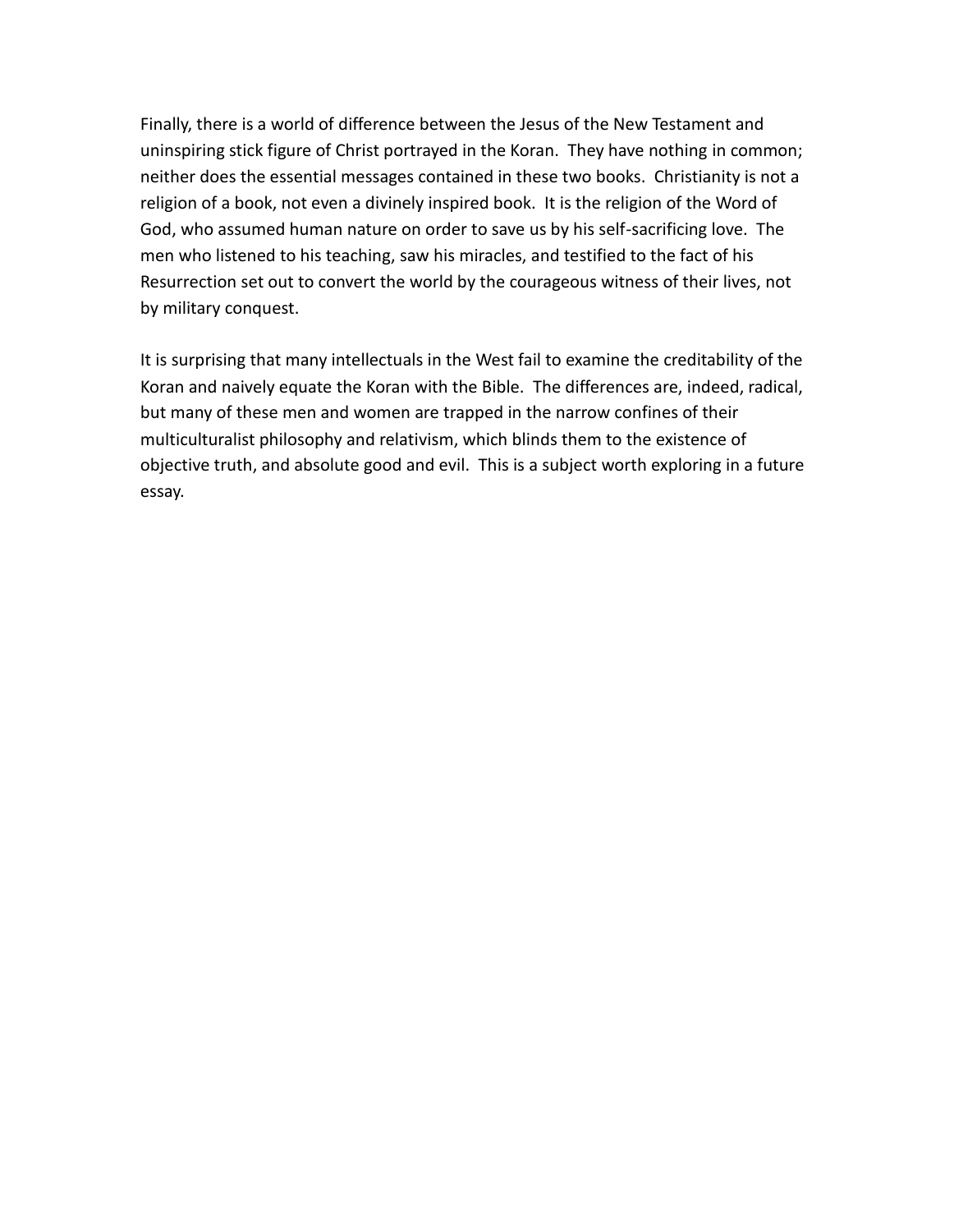Finally, there is a world of difference between the Jesus of the New Testament and uninspiring stick figure of Christ portrayed in the Koran. They have nothing in common; neither does the essential messages contained in these two books. Christianity is not a religion of a book, not even a divinely inspired book. It is the religion of the Word of God, who assumed human nature on order to save us by his self-sacrificing love. The men who listened to his teaching, saw his miracles, and testified to the fact of his Resurrection set out to convert the world by the courageous witness of their lives, not by military conquest.

It is surprising that many intellectuals in the West fail to examine the creditability of the Koran and naively equate the Koran with the Bible. The differences are, indeed, radical, but many of these men and women are trapped in the narrow confines of their multiculturalist philosophy and relativism, which blinds them to the existence of objective truth, and absolute good and evil. This is a subject worth exploring in a future essay.